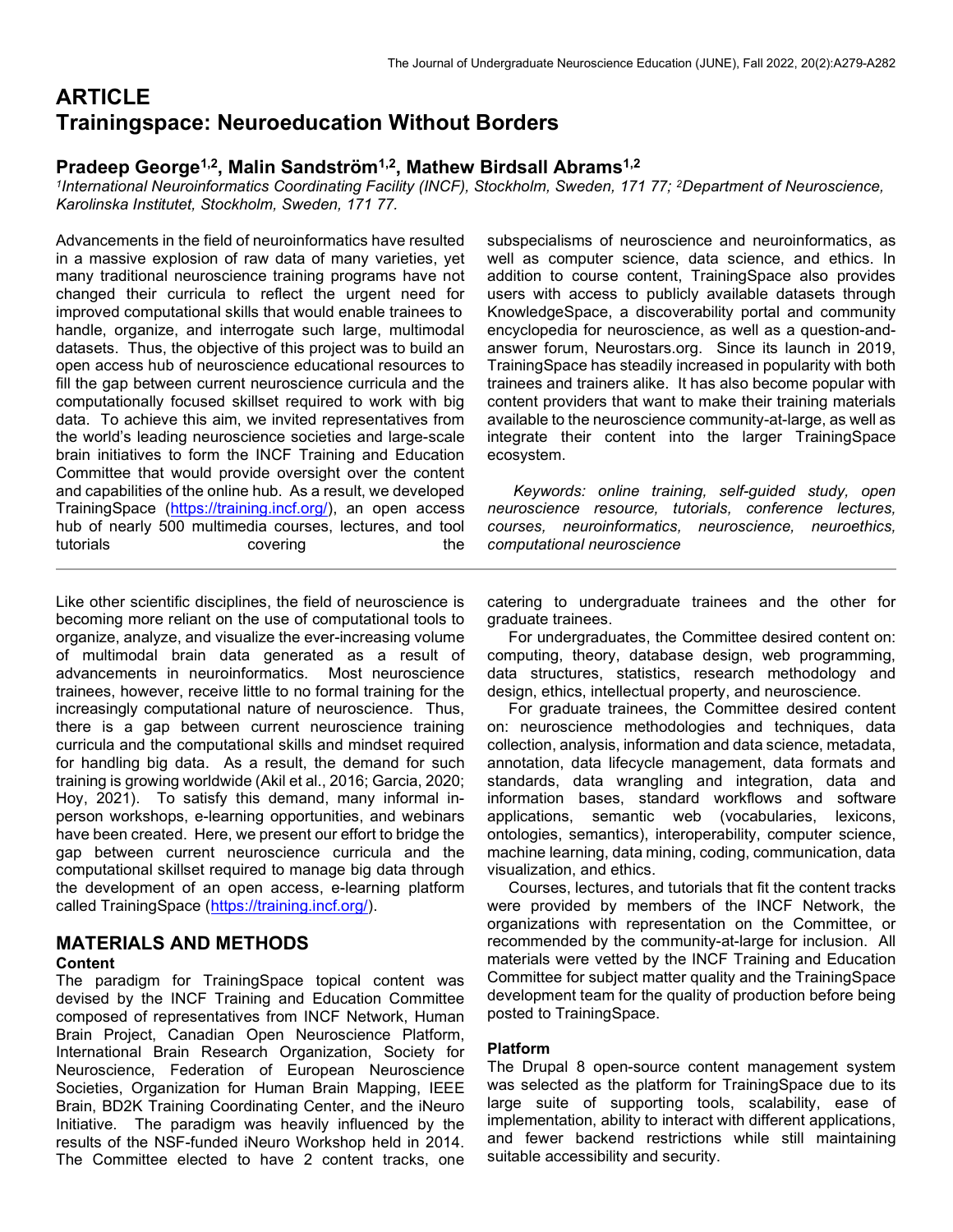# ARTICLE
# Trainingspace: Neuroeducation Without Borders

## Pradeep George[1,2], Malin Sandström[1,2], Mathew Birdsall Abrams[1,2]

*[1]International Neuroinformatics Coordinating Facility (INCF), Stockholm, Sweden, 171 77; [2]Department of Neuroscience, Karolinska Institutet, Stockholm, Sweden, 171 77.*

Advancements in the field of neuroinformatics have resulted in a massive explosion of raw data of many varieties, yet many traditional neuroscience training programs have not changed their curricula to reflect the urgent need for improved computational skills that would enable trainees to handle, organize, and interrogate such large, multimodal datasets. Thus, the objective of this project was to build an open access hub of neuroscience educational resources to fill the gap between current neuroscience curricula and the computationally focused skillset required to work with big data. To achieve this aim, we invited representatives from the world's leading neuroscience societies and large-scale brain initiatives to form the INCF Training and Education Committee that would provide oversight over the content and capabilities of the online hub. As a result, we developed TrainingSpace (https://training.incf.org/), an open access hub of nearly 500 multimedia courses, lectures, and tool tutorials covering the subspecialisms of neuroscience and neuroinformatics, as well as computer science, data science, and ethics. In addition to course content, TrainingSpace also provides users with access to publicly available datasets through KnowledgeSpace, a discoverability portal and community encyclopedia for neuroscience, as well as a question-and-answer forum, Neurostars.org. Since its launch in 2019, TrainingSpace has steadily increased in popularity with both trainees and trainers alike. It has also become popular with content providers that want to make their training materials available to the neuroscience community-at-large, as well as integrate their content into the larger TrainingSpace ecosystem.

*Keywords: online training, self-guided study, open neuroscience resource, tutorials, conference lectures, courses, neuroinformatics, neuroscience, neuroethics, computational neuroscience*

---

Like other scientific disciplines, the field of neuroscience is becoming more reliant on the use of computational tools to organize, analyze, and visualize the ever-increasing volume of multimodal brain data generated as a result of advancements in neuroinformatics. Most neuroscience trainees, however, receive little to no formal training for the increasingly computational nature of neuroscience. Thus, there is a gap between current neuroscience training curricula and the computational skills and mindset required for handling big data. As a result, the demand for such training is growing worldwide (Akil et al., 2016; Garcia, 2020; Hoy, 2021). To satisfy this demand, many informal in-person workshops, e-learning opportunities, and webinars have been created. Here, we present our effort to bridge the gap between current neuroscience curricula and the computational skillset required to manage big data through the development of an open access, e-learning platform called TrainingSpace (https://training.incf.org/).

## MATERIALS AND METHODS

### Content

The paradigm for TrainingSpace topical content was devised by the INCF Training and Education Committee composed of representatives from INCF Network, Human Brain Project, Canadian Open Neuroscience Platform, International Brain Research Organization, Society for Neuroscience, Federation of European Neuroscience Societies, Organization for Human Brain Mapping, IEEE Brain, BD2K Training Coordinating Center, and the iNeuro Initiative. The paradigm was heavily influenced by the results of the NSF-funded iNeuro Workshop held in 2014. The Committee elected to have 2 content tracks, one catering to undergraduate trainees and the other for graduate trainees.

For undergraduates, the Committee desired content on: computing, theory, database design, web programming, data structures, statistics, research methodology and design, ethics, intellectual property, and neuroscience.

For graduate trainees, the Committee desired content on: neuroscience methodologies and techniques, data collection, analysis, information and data science, metadata, annotation, data lifecycle management, data formats and standards, data wrangling and integration, data and information bases, standard workflows and software applications, semantic web (vocabularies, lexicons, ontologies, semantics), interoperability, computer science, machine learning, data mining, coding, communication, data visualization, and ethics.

Courses, lectures, and tutorials that fit the content tracks were provided by members of the INCF Network, the organizations with representation on the Committee, or recommended by the community-at-large for inclusion. All materials were vetted by the INCF Training and Education Committee for subject matter quality and the TrainingSpace development team for the quality of production before being posted to TrainingSpace.

### Platform

The Drupal 8 open-source content management system was selected as the platform for TrainingSpace due to its large suite of supporting tools, scalability, ease of implementation, ability to interact with different applications, and fewer backend restrictions while still maintaining suitable accessibility and security.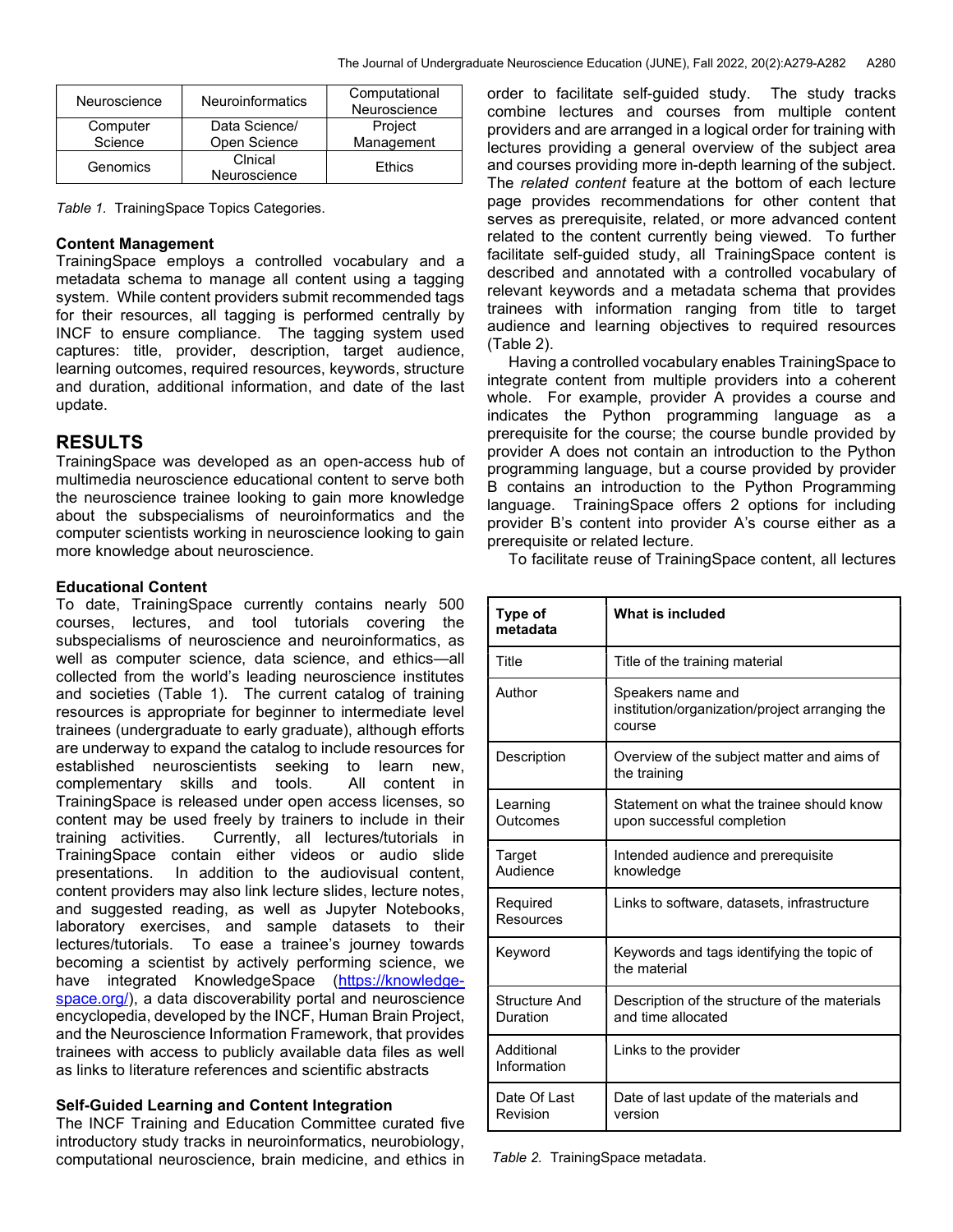| Neuroscience | Neuroinformatics | Computational Neuroscience |
|---|---|---|
| Computer Science | Data Science/ Open Science | Project Management |
| Genomics | Clnical Neuroscience | Ethics |

*Table 1.* TrainingSpace Topics Categories.

**Content Management**

TrainingSpace employs a controlled vocabulary and a metadata schema to manage all content using a tagging system. While content providers submit recommended tags for their resources, all tagging is performed centrally by INCF to ensure compliance. The tagging system used captures: title, provider, description, target audience, learning outcomes, required resources, keywords, structure and duration, additional information, and date of the last update.

## RESULTS

TrainingSpace was developed as an open-access hub of multimedia neuroscience educational content to serve both the neuroscience trainee looking to gain more knowledge about the subspecialisms of neuroinformatics and the computer scientists working in neuroscience looking to gain more knowledge about neuroscience.

**Educational Content**

To date, TrainingSpace currently contains nearly 500 courses, lectures, and tool tutorials covering the subspecialisms of neuroscience and neuroinformatics, as well as computer science, data science, and ethics—all collected from the world's leading neuroscience institutes and societies (Table 1). The current catalog of training resources is appropriate for beginner to intermediate level trainees (undergraduate to early graduate), although efforts are underway to expand the catalog to include resources for established neuroscientists seeking to learn new, complementary skills and tools. All content in TrainingSpace is released under open access licenses, so content may be used freely by trainers to include in their training activities. Currently, all lectures/tutorials in TrainingSpace contain either videos or audio slide presentations. In addition to the audiovisual content, content providers may also link lecture slides, lecture notes, and suggested reading, as well as Jupyter Notebooks, laboratory exercises, and sample datasets to their lectures/tutorials. To ease a trainee's journey towards becoming a scientist by actively performing science, we have integrated KnowledgeSpace (https://knowledge-space.org/), a data discoverability portal and neuroscience encyclopedia, developed by the INCF, Human Brain Project, and the Neuroscience Information Framework, that provides trainees with access to publicly available data files as well as links to literature references and scientific abstracts

**Self-Guided Learning and Content Integration**

The INCF Training and Education Committee curated five introductory study tracks in neuroinformatics, neurobiology, computational neuroscience, brain medicine, and ethics in order to facilitate self-guided study. The study tracks combine lectures and courses from multiple content providers and are arranged in a logical order for training with lectures providing a general overview of the subject area and courses providing more in-depth learning of the subject. The *related content* feature at the bottom of each lecture page provides recommendations for other content that serves as prerequisite, related, or more advanced content related to the content currently being viewed. To further facilitate self-guided study, all TrainingSpace content is described and annotated with a controlled vocabulary of relevant keywords and a metadata schema that provides trainees with information ranging from title to target audience and learning objectives to required resources (Table 2).

Having a controlled vocabulary enables TrainingSpace to integrate content from multiple providers into a coherent whole. For example, provider A provides a course and indicates the Python programming language as a prerequisite for the course; the course bundle provided by provider A does not contain an introduction to the Python programming language, but a course provided by provider B contains an introduction to the Python Programming language. TrainingSpace offers 2 options for including provider B's content into provider A's course either as a prerequisite or related lecture.

To facilitate reuse of TrainingSpace content, all lectures

| Type of metadata | What is included |
|---|---|
| Title | Title of the training material |
| Author | Speakers name and institution/organization/project arranging the course |
| Description | Overview of the subject matter and aims of the training |
| Learning Outcomes | Statement on what the trainee should know upon successful completion |
| Target Audience | Intended audience and prerequisite knowledge |
| Required Resources | Links to software, datasets, infrastructure |
| Keyword | Keywords and tags identifying the topic of the material |
| Structure And Duration | Description of the structure of the materials and time allocated |
| Additional Information | Links to the provider |
| Date Of Last Revision | Date of last update of the materials and version |

*Table 2.* TrainingSpace metadata.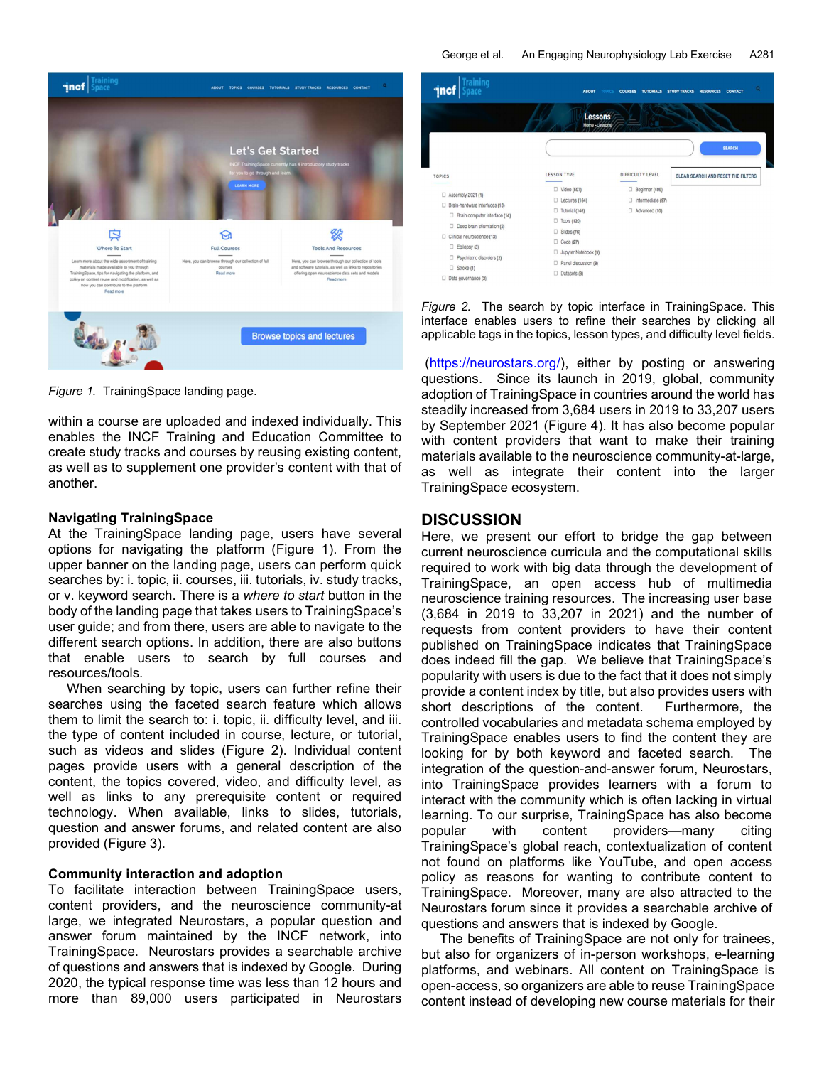Figure 1. TrainingSpace landing page.

within a course are uploaded and indexed individually. This enables the INCF Training and Education Committee to create study tracks and courses by reusing existing content, as well as to supplement one provider's content with that of another.

**Navigating TrainingSpace**

At the TrainingSpace landing page, users have several options for navigating the platform (Figure 1). From the upper banner on the landing page, users can perform quick searches by: i. topic, ii. courses, iii. tutorials, iv. study tracks, or v. keyword search. There is a *where to start* button in the body of the landing page that takes users to TrainingSpace's user guide; and from there, users are able to navigate to the different search options. In addition, there are also buttons that enable users to search by full courses and resources/tools.

When searching by topic, users can further refine their searches using the faceted search feature which allows them to limit the search to: i. topic, ii. difficulty level, and iii. the type of content included in course, lecture, or tutorial, such as videos and slides (Figure 2). Individual content pages provide users with a general description of the content, the topics covered, video, and difficulty level, as well as links to any prerequisite content or required technology. When available, links to slides, tutorials, question and answer forums, and related content are also provided (Figure 3).

**Community interaction and adoption**

To facilitate interaction between TrainingSpace users, content providers, and the neuroscience community-at large, we integrated Neurostars, a popular question and answer forum maintained by the INCF network, into TrainingSpace. Neurostars provides a searchable archive of questions and answers that is indexed by Google. During 2020, the typical response time was less than 12 hours and more than 89,000 users participated in Neurostars

Figure 2. The search by topic interface in TrainingSpace. This interface enables users to refine their searches by clicking all applicable tags in the topics, lesson types, and difficulty level fields.

(https://neurostars.org/), either by posting or answering questions. Since its launch in 2019, global, community adoption of TrainingSpace in countries around the world has steadily increased from 3,684 users in 2019 to 33,207 users by September 2021 (Figure 4). It has also become popular with content providers that want to make their training materials available to the neuroscience community-at-large, as well as integrate their content into the larger TrainingSpace ecosystem.

## DISCUSSION

Here, we present our effort to bridge the gap between current neuroscience curricula and the computational skills required to work with big data through the development of TrainingSpace, an open access hub of multimedia neuroscience training resources. The increasing user base (3,684 in 2019 to 33,207 in 2021) and the number of requests from content providers to have their content published on TrainingSpace indicates that TrainingSpace does indeed fill the gap. We believe that TrainingSpace's popularity with users is due to the fact that it does not simply provide a content index by title, but also provides users with short descriptions of the content. Furthermore, the controlled vocabularies and metadata schema employed by TrainingSpace enables users to find the content they are looking for by both keyword and faceted search. The integration of the question-and-answer forum, Neurostars, into TrainingSpace provides learners with a forum to interact with the community which is often lacking in virtual learning. To our surprise, TrainingSpace has also become popular with content providers—many citing TrainingSpace's global reach, contextualization of content not found on platforms like YouTube, and open access policy as reasons for wanting to contribute content to TrainingSpace. Moreover, many are also attracted to the Neurostars forum since it provides a searchable archive of questions and answers that is indexed by Google.

The benefits of TrainingSpace are not only for trainees, but also for organizers of in-person workshops, e-learning platforms, and webinars. All content on TrainingSpace is open-access, so organizers are able to reuse TrainingSpace content instead of developing new course materials for their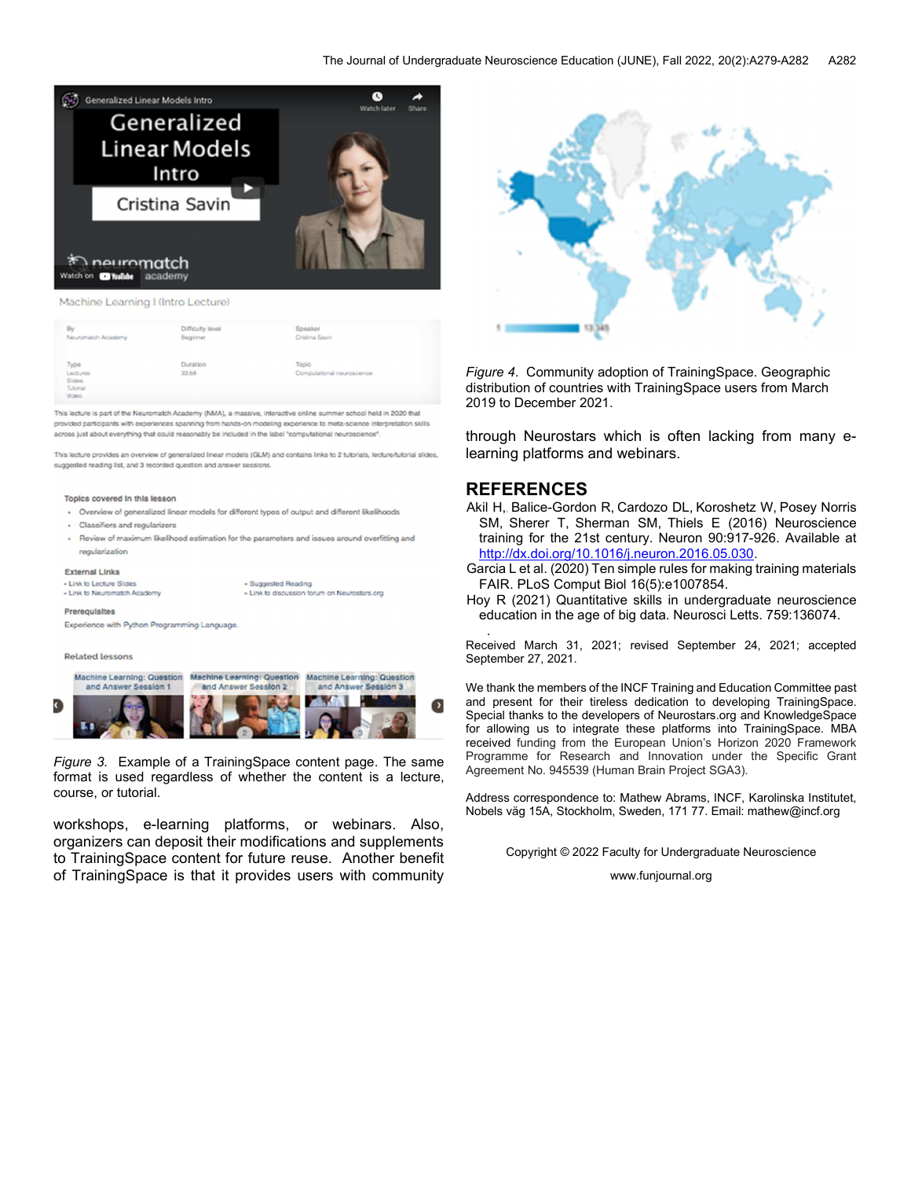*Figure 3.* Example of a TrainingSpace content page. The same format is used regardless of whether the content is a lecture, course, or tutorial.

workshops, e-learning platforms, or webinars. Also, organizers can deposit their modifications and supplements to TrainingSpace content for future reuse. Another benefit of TrainingSpace is that it provides users with community through Neurostars which is often lacking from many e-learning platforms and webinars.

*Figure 4.* Community adoption of TrainingSpace. Geographic distribution of countries with TrainingSpace users from March 2019 to December 2021.

## REFERENCES

Akil H, Balice-Gordon R, Cardozo DL, Koroshetz W, Posey Norris SM, Sherer T, Sherman SM, Thiels E (2016) Neuroscience training for the 21st century. Neuron 90:917-926. Available at http://dx.doi.org/10.1016/j.neuron.2016.05.030.

Garcia L et al. (2020) Ten simple rules for making training materials FAIR. PLoS Comput Biol 16(5):e1007854.

Hoy R (2021) Quantitative skills in undergraduate neuroscience education in the age of big data. Neurosci Letts. 759:136074.

Received March 31, 2021; revised September 24, 2021; accepted September 27, 2021.

We thank the members of the INCF Training and Education Committee past and present for their tireless dedication to developing TrainingSpace. Special thanks to the developers of Neurostars.org and KnowledgeSpace for allowing us to integrate these platforms into TrainingSpace. MBA received funding from the European Union's Horizon 2020 Framework Programme for Research and Innovation under the Specific Grant Agreement No. 945539 (Human Brain Project SGA3).

Address correspondence to: Mathew Abrams, INCF, Karolinska Institutet, Nobels väg 15A, Stockholm, Sweden, 171 77. Email: mathew@incf.org

Copyright © 2022 Faculty for Undergraduate Neuroscience

www.funjournal.org